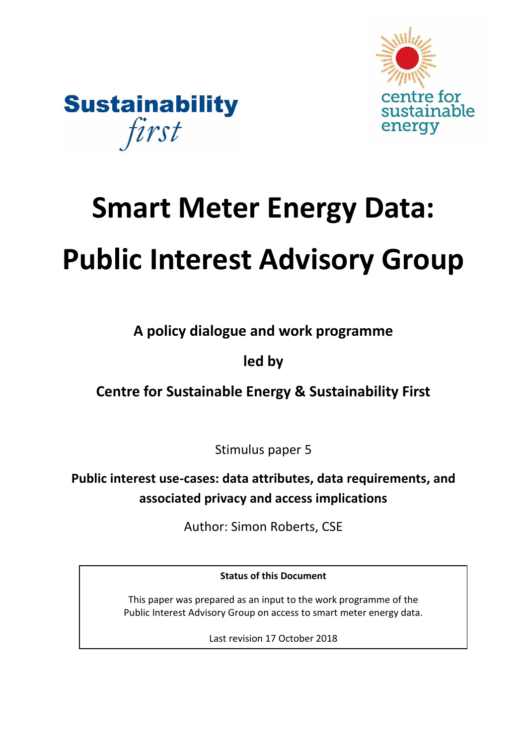Sustainability *first*

centre for sustainable energy

# Smart Meter Energy Data: Public Interest Advisory Group

**A policy dialogue and work programme**

**led by**

**Centre for Sustainable Energy & Sustainability First**

Stimulus paper 5

**Public interest use-cases: data attributes, data requirements, and associated privacy and access implications**

Author: Simon Roberts, CSE

**Status of this Document**

This paper was prepared as an input to the work programme of the Public Interest Advisory Group on access to smart meter energy data.

Last revision 17 October 2018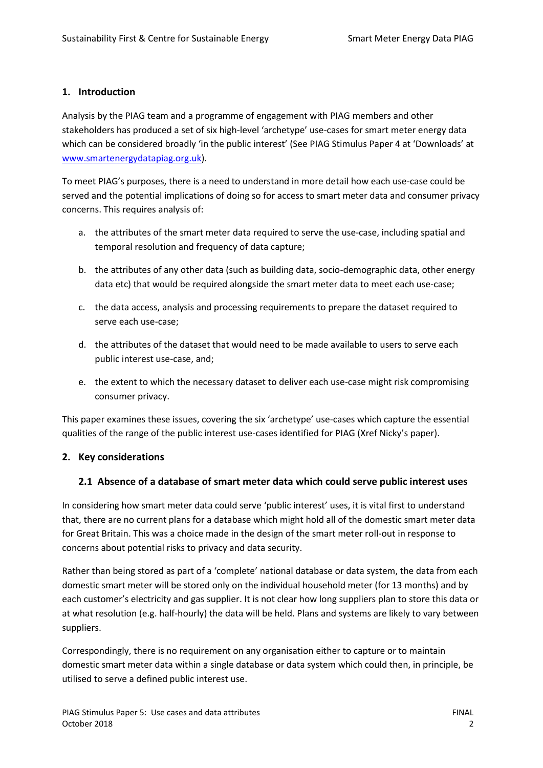## 1. Introduction

Analysis by the PIAG team and a programme of engagement with PIAG members and other stakeholders has produced a set of six high-level 'archetype' use-cases for smart meter energy data which can be considered broadly 'in the public interest' (See PIAG Stimulus Paper 4 at 'Downloads' at [www.smartenergydatapiag.org.uk](www.smartenergydatapiag.org.uk)).

To meet PIAG's purposes, there is a need to understand in more detail how each use-case could be served and the potential implications of doing so for access to smart meter data and consumer privacy concerns. This requires analysis of:

a. the attributes of the smart meter data required to serve the use-case, including spatial and temporal resolution and frequency of data capture;

b. the attributes of any other data (such as building data, socio-demographic data, other energy data etc) that would be required alongside the smart meter data to meet each use-case;

c. the data access, analysis and processing requirements to prepare the dataset required to serve each use-case;

d. the attributes of the dataset that would need to be made available to users to serve each public interest use-case, and;

e. the extent to which the necessary dataset to deliver each use-case might risk compromising consumer privacy.

This paper examines these issues, covering the six 'archetype' use-cases which capture the essential qualities of the range of the public interest use-cases identified for PIAG (Xref Nicky's paper).

## 2. Key considerations

### 2.1 Absence of a database of smart meter data which could serve public interest uses

In considering how smart meter data could serve 'public interest' uses, it is vital first to understand that, there are no current plans for a database which might hold all of the domestic smart meter data for Great Britain. This was a choice made in the design of the smart meter roll-out in response to concerns about potential risks to privacy and data security.

Rather than being stored as part of a 'complete' national database or data system, the data from each domestic smart meter will be stored only on the individual household meter (for 13 months) and by each customer's electricity and gas supplier. It is not clear how long suppliers plan to store this data or at what resolution (e.g. half-hourly) the data will be held. Plans and systems are likely to vary between suppliers.

Correspondingly, there is no requirement on any organisation either to capture or to maintain domestic smart meter data within a single database or data system which could then, in principle, be utilised to serve a defined public interest use.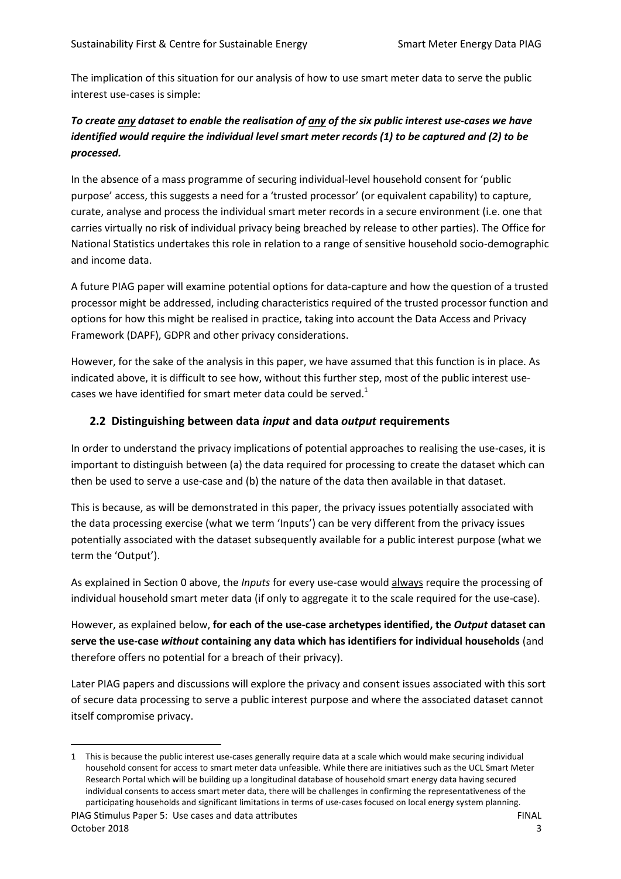The implication of this situation for our analysis of how to use smart meter data to serve the public interest use-cases is simple:

***To create <u>any</u> dataset to enable the realisation of <u>any</u> of the six public interest use-cases we have identified would require the individual level smart meter records (1) to be captured and (2) to be processed.***

In the absence of a mass programme of securing individual-level household consent for 'public purpose' access, this suggests a need for a 'trusted processor' (or equivalent capability) to capture, curate, analyse and process the individual smart meter records in a secure environment (i.e. one that carries virtually no risk of individual privacy being breached by release to other parties). The Office for National Statistics undertakes this role in relation to a range of sensitive household socio-demographic and income data.

A future PIAG paper will examine potential options for data-capture and how the question of a trusted processor might be addressed, including characteristics required of the trusted processor function and options for how this might be realised in practice, taking into account the Data Access and Privacy Framework (DAPF), GDPR and other privacy considerations.

However, for the sake of the analysis in this paper, we have assumed that this function is in place. As indicated above, it is difficult to see how, without this further step, most of the public interest use-cases we have identified for smart meter data could be served.[1]

## 2.2 Distinguishing between data *input* and data *output* requirements

In order to understand the privacy implications of potential approaches to realising the use-cases, it is important to distinguish between (a) the data required for processing to create the dataset which can then be used to serve a use-case and (b) the nature of the data then available in that dataset.

This is because, as will be demonstrated in this paper, the privacy issues potentially associated with the data processing exercise (what we term 'Inputs') can be very different from the privacy issues potentially associated with the dataset subsequently available for a public interest purpose (what we term the 'Output').

As explained in Section 0 above, the *Inputs* for every use-case would <u>always</u> require the processing of individual household smart meter data (if only to aggregate it to the scale required for the use-case).

However, as explained below, **for each of the use-case archetypes identified, the *Output* dataset can serve the use-case *without* containing any data which has identifiers for individual households** (and therefore offers no potential for a breach of their privacy).

Later PIAG papers and discussions will explore the privacy and consent issues associated with this sort of secure data processing to serve a public interest purpose and where the associated dataset cannot itself compromise privacy.

---

1 This is because the public interest use-cases generally require data at a scale which would make securing individual household consent for access to smart meter data unfeasible. While there are initiatives such as the UCL Smart Meter Research Portal which will be building up a longitudinal database of household smart energy data having secured individual consents to access smart meter data, there will be challenges in confirming the representativeness of the participating households and significant limitations in terms of use-cases focused on local energy system planning.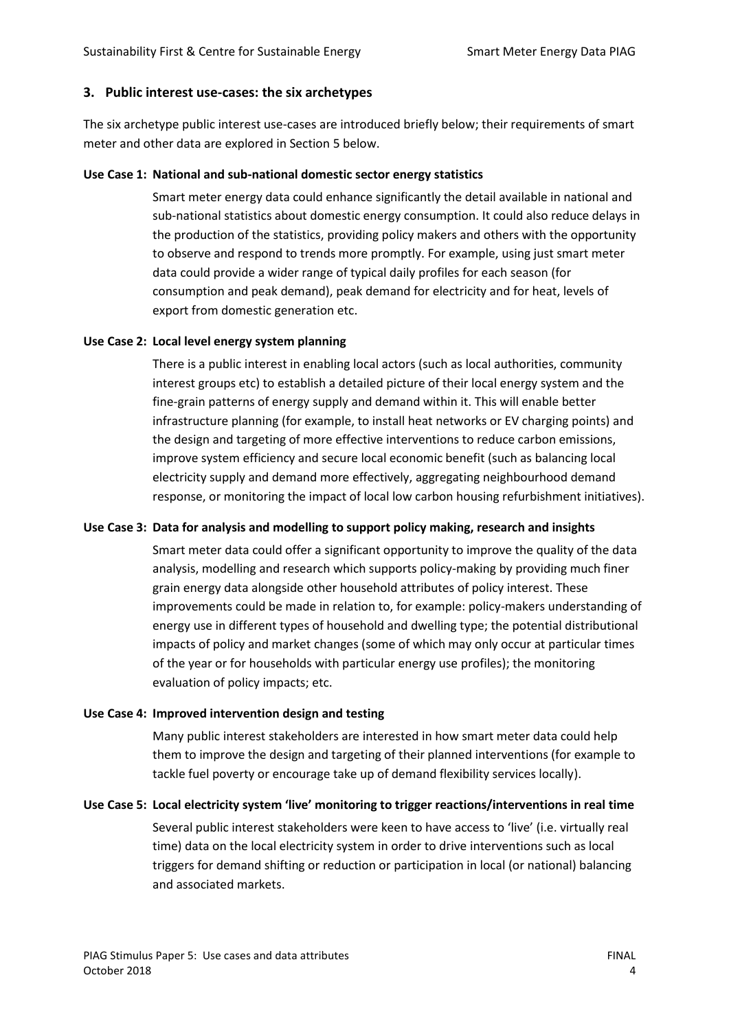## 3. Public interest use-cases: the six archetypes

The six archetype public interest use-cases are introduced briefly below; their requirements of smart meter and other data are explored in Section 5 below.

### Use Case 1: National and sub-national domestic sector energy statistics

Smart meter energy data could enhance significantly the detail available in national and sub-national statistics about domestic energy consumption. It could also reduce delays in the production of the statistics, providing policy makers and others with the opportunity to observe and respond to trends more promptly. For example, using just smart meter data could provide a wider range of typical daily profiles for each season (for consumption and peak demand), peak demand for electricity and for heat, levels of export from domestic generation etc.

### Use Case 2: Local level energy system planning

There is a public interest in enabling local actors (such as local authorities, community interest groups etc) to establish a detailed picture of their local energy system and the fine-grain patterns of energy supply and demand within it. This will enable better infrastructure planning (for example, to install heat networks or EV charging points) and the design and targeting of more effective interventions to reduce carbon emissions, improve system efficiency and secure local economic benefit (such as balancing local electricity supply and demand more effectively, aggregating neighbourhood demand response, or monitoring the impact of local low carbon housing refurbishment initiatives).

### Use Case 3: Data for analysis and modelling to support policy making, research and insights

Smart meter data could offer a significant opportunity to improve the quality of the data analysis, modelling and research which supports policy-making by providing much finer grain energy data alongside other household attributes of policy interest. These improvements could be made in relation to, for example: policy-makers understanding of energy use in different types of household and dwelling type; the potential distributional impacts of policy and market changes (some of which may only occur at particular times of the year or for households with particular energy use profiles); the monitoring evaluation of policy impacts; etc.

### Use Case 4: Improved intervention design and testing

Many public interest stakeholders are interested in how smart meter data could help them to improve the design and targeting of their planned interventions (for example to tackle fuel poverty or encourage take up of demand flexibility services locally).

### Use Case 5: Local electricity system 'live' monitoring to trigger reactions/interventions in real time

Several public interest stakeholders were keen to have access to 'live' (i.e. virtually real time) data on the local electricity system in order to drive interventions such as local triggers for demand shifting or reduction or participation in local (or national) balancing and associated markets.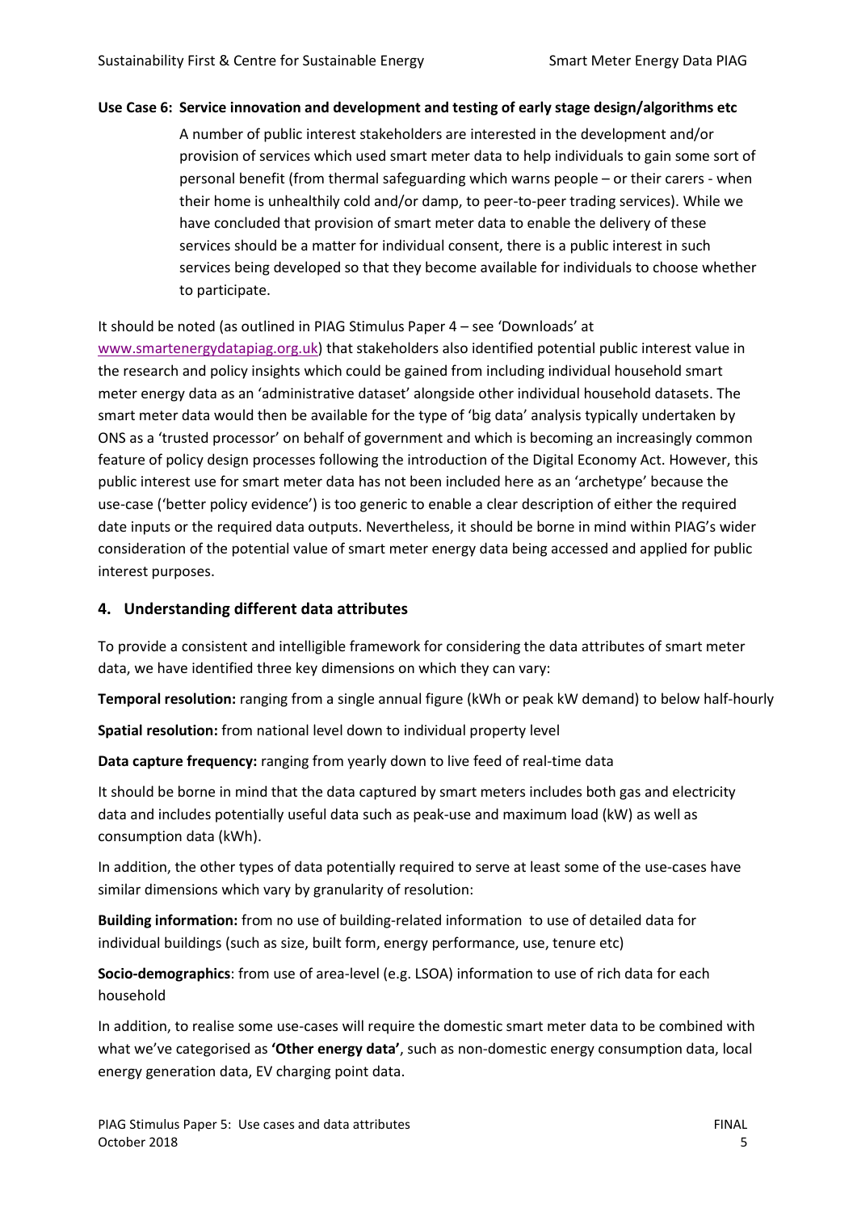**Use Case 6: Service innovation and development and testing of early stage design/algorithms etc**

> A number of public interest stakeholders are interested in the development and/or provision of services which used smart meter data to help individuals to gain some sort of personal benefit (from thermal safeguarding which warns people – or their carers - when their home is unhealthily cold and/or damp, to peer-to-peer trading services). While we have concluded that provision of smart meter data to enable the delivery of these services should be a matter for individual consent, there is a public interest in such services being developed so that they become available for individuals to choose whether to participate.

It should be noted (as outlined in PIAG Stimulus Paper 4 – see 'Downloads' at www.smartenergydatapiag.org.uk) that stakeholders also identified potential public interest value in the research and policy insights which could be gained from including individual household smart meter energy data as an 'administrative dataset' alongside other individual household datasets. The smart meter data would then be available for the type of 'big data' analysis typically undertaken by ONS as a 'trusted processor' on behalf of government and which is becoming an increasingly common feature of policy design processes following the introduction of the Digital Economy Act. However, this public interest use for smart meter data has not been included here as an 'archetype' because the use-case ('better policy evidence') is too generic to enable a clear description of either the required date inputs or the required data outputs. Nevertheless, it should be borne in mind within PIAG's wider consideration of the potential value of smart meter energy data being accessed and applied for public interest purposes.

## 4. Understanding different data attributes

To provide a consistent and intelligible framework for considering the data attributes of smart meter data, we have identified three key dimensions on which they can vary:

**Temporal resolution:** ranging from a single annual figure (kWh or peak kW demand) to below half-hourly

**Spatial resolution:** from national level down to individual property level

**Data capture frequency:** ranging from yearly down to live feed of real-time data

It should be borne in mind that the data captured by smart meters includes both gas and electricity data and includes potentially useful data such as peak-use and maximum load (kW) as well as consumption data (kWh).

In addition, the other types of data potentially required to serve at least some of the use-cases have similar dimensions which vary by granularity of resolution:

**Building information:** from no use of building-related information to use of detailed data for individual buildings (such as size, built form, energy performance, use, tenure etc)

**Socio-demographics**: from use of area-level (e.g. LSOA) information to use of rich data for each household

In addition, to realise some use-cases will require the domestic smart meter data to be combined with what we've categorised as **'Other energy data'**, such as non-domestic energy consumption data, local energy generation data, EV charging point data.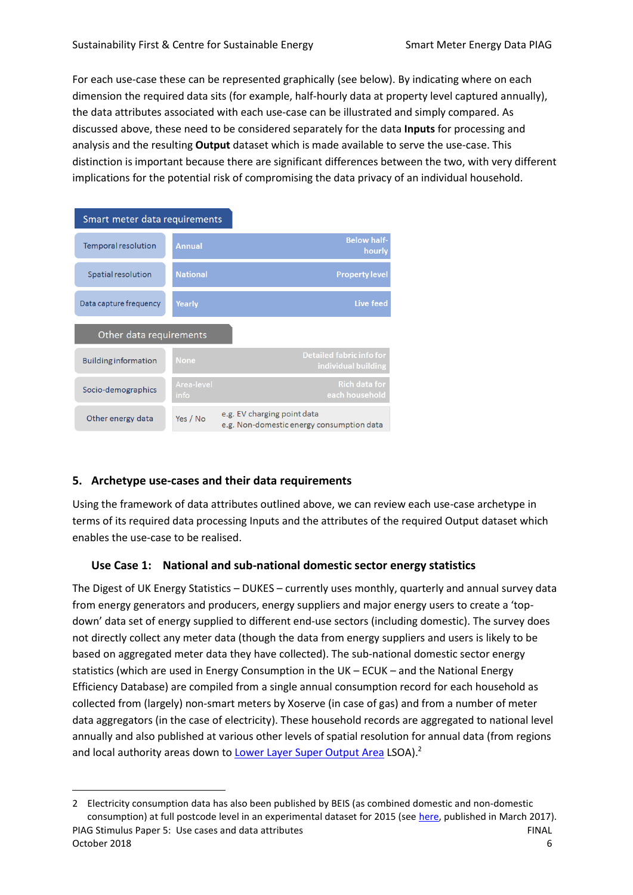For each use-case these can be represented graphically (see below). By indicating where on each dimension the required data sits (for example, half-hourly data at property level captured annually), the data attributes associated with each use-case can be illustrated and simply compared. As discussed above, these need to be considered separately for the data **Inputs** for processing and analysis and the resulting **Output** dataset which is made available to serve the use-case. This distinction is important because there are significant differences between the two, with very different implications for the potential risk of compromising the data privacy of an individual household.

| Smart meter data requirements | | |
|---|---|---|
| Temporal resolution | Annual | Below half-hourly |
| Spatial resolution | National | Property level |
| Data capture frequency | Yearly | Live feed |

| Other data requirements | | |
|---|---|---|
| Building information | None | Detailed fabric info for individual building |
| Socio-demographics | Area-level info | Rich data for each household |
| Other energy data | Yes / No | e.g. EV charging point data<br>e.g. Non-domestic energy consumption data |

## 5. Archetype use-cases and their data requirements

Using the framework of data attributes outlined above, we can review each use-case archetype in terms of its required data processing Inputs and the attributes of the required Output dataset which enables the use-case to be realised.

### Use Case 1: National and sub-national domestic sector energy statistics

The Digest of UK Energy Statistics – DUKES – currently uses monthly, quarterly and annual survey data from energy generators and producers, energy suppliers and major energy users to create a 'top-down' data set of energy supplied to different end-use sectors (including domestic). The survey does not directly collect any meter data (though the data from energy suppliers and users is likely to be based on aggregated meter data they have collected). The sub-national domestic sector energy statistics (which are used in Energy Consumption in the UK – ECUK – and the National Energy Efficiency Database) are compiled from a single annual consumption record for each household as collected from (largely) non-smart meters by Xoserve (in case of gas) and from a number of meter data aggregators (in the case of electricity). These household records are aggregated to national level annually and also published at various other levels of spatial resolution for annual data (from regions and local authority areas down to Lower Layer Super Output Area LSOA).[2]

---

2 Electricity consumption data has also been published by BEIS (as combined domestic and non-domestic consumption) at full postcode level in an experimental dataset for 2015 (see here, published in March 2017).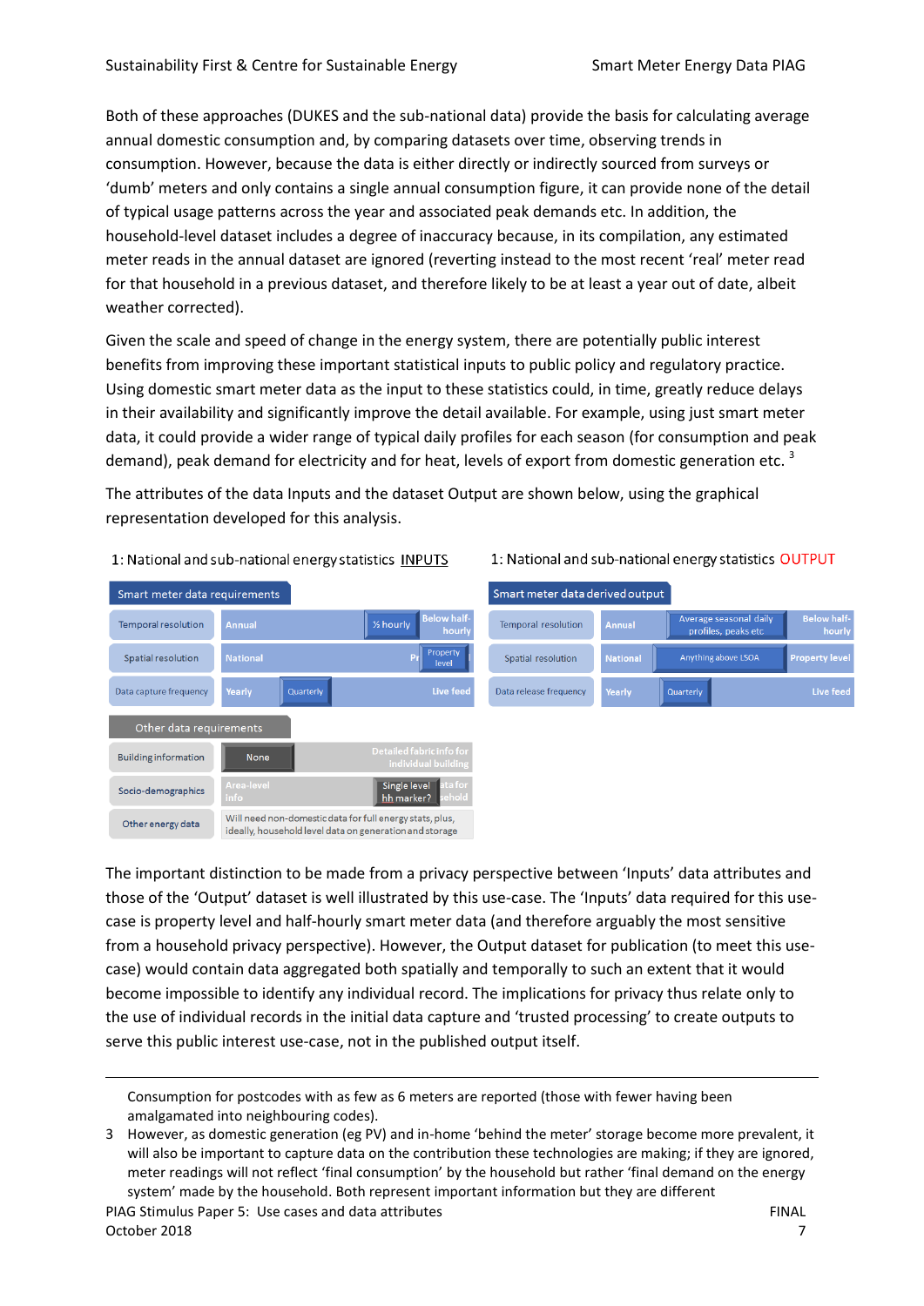Both of these approaches (DUKES and the sub-national data) provide the basis for calculating average annual domestic consumption and, by comparing datasets over time, observing trends in consumption. However, because the data is either directly or indirectly sourced from surveys or 'dumb' meters and only contains a single annual consumption figure, it can provide none of the detail of typical usage patterns across the year and associated peak demands etc. In addition, the household-level dataset includes a degree of inaccuracy because, in its compilation, any estimated meter reads in the annual dataset are ignored (reverting instead to the most recent 'real' meter read for that household in a previous dataset, and therefore likely to be at least a year out of date, albeit weather corrected).

Given the scale and speed of change in the energy system, there are potentially public interest benefits from improving these important statistical inputs to public policy and regulatory practice. Using domestic smart meter data as the input to these statistics could, in time, greatly reduce delays in their availability and significantly improve the detail available. For example, using just smart meter data, it could provide a wider range of typical daily profiles for each season (for consumption and peak demand), peak demand for electricity and for heat, levels of export from domestic generation etc. [3]

The attributes of the data Inputs and the dataset Output are shown below, using the graphical representation developed for this analysis.

1: National and sub-national energy statistics INPUTS

| Smart meter data requirements | | | |
|---|---|---|---|
| Temporal resolution | Annual | ½ hourly | Below half-hourly |
| Spatial resolution | National | Property level | |
| Data capture frequency | Yearly | Quarterly | Live feed |

| Other data requirements | | | |
|---|---|---|---|
| Building information | None | | Detailed fabric info for individual building |
| Socio-demographics | Area-level info | Single level hh marker? | data for household |
| Other energy data | Will need non-domestic data for full energy stats, plus, ideally, household level data on generation and storage | | |

1: National and sub-national energy statistics OUTPUT

| Smart meter data derived output | | | |
|---|---|---|---|
| Temporal resolution | Annual | Average seasonal daily profiles, peaks etc | Below half-hourly |
| Spatial resolution | National | Anything above LSOA | Property level |
| Data release frequency | Yearly | Quarterly | Live feed |

The important distinction to be made from a privacy perspective between 'Inputs' data attributes and those of the 'Output' dataset is well illustrated by this use-case. The 'Inputs' data required for this use-case is property level and half-hourly smart meter data (and therefore arguably the most sensitive from a household privacy perspective). However, the Output dataset for publication (to meet this use-case) would contain data aggregated both spatially and temporally to such an extent that it would become impossible to identify any individual record. The implications for privacy thus relate only to the use of individual records in the initial data capture and 'trusted processing' to create outputs to serve this public interest use-case, not in the published output itself.

---

Consumption for postcodes with as few as 6 meters are reported (those with fewer having been amalgamated into neighbouring codes).

3 However, as domestic generation (eg PV) and in-home 'behind the meter' storage become more prevalent, it will also be important to capture data on the contribution these technologies are making; if they are ignored, meter readings will not reflect 'final consumption' by the household but rather 'final demand on the energy system' made by the household. Both represent important information but they are different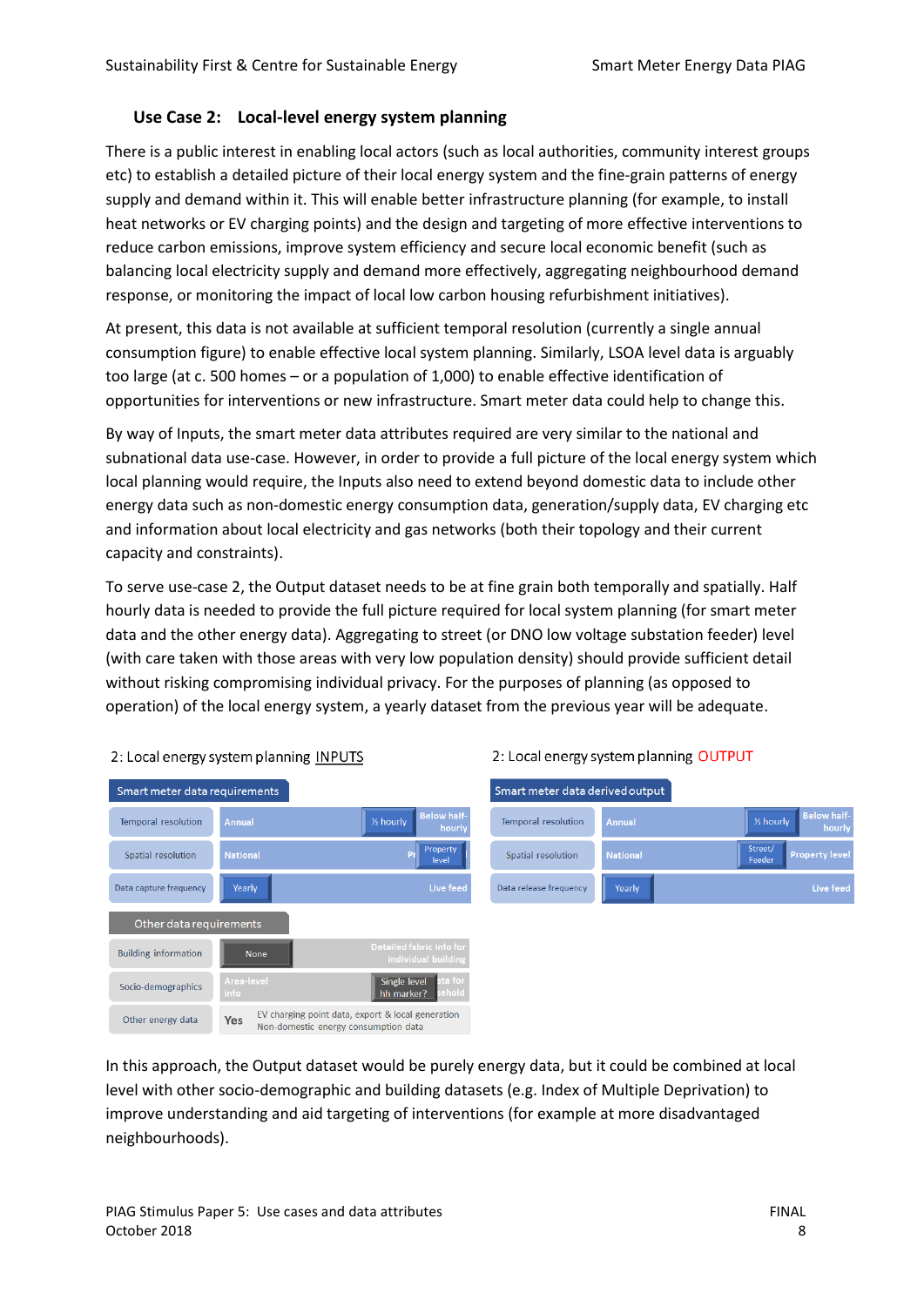### Use Case 2: Local-level energy system planning

There is a public interest in enabling local actors (such as local authorities, community interest groups etc) to establish a detailed picture of their local energy system and the fine-grain patterns of energy supply and demand within it. This will enable better infrastructure planning (for example, to install heat networks or EV charging points) and the design and targeting of more effective interventions to reduce carbon emissions, improve system efficiency and secure local economic benefit (such as balancing local electricity supply and demand more effectively, aggregating neighbourhood demand response, or monitoring the impact of local low carbon housing refurbishment initiatives).

At present, this data is not available at sufficient temporal resolution (currently a single annual consumption figure) to enable effective local system planning. Similarly, LSOA level data is arguably too large (at c. 500 homes – or a population of 1,000) to enable effective identification of opportunities for interventions or new infrastructure. Smart meter data could help to change this.

By way of Inputs, the smart meter data attributes required are very similar to the national and subnational data use-case. However, in order to provide a full picture of the local energy system which local planning would require, the Inputs also need to extend beyond domestic data to include other energy data such as non-domestic energy consumption data, generation/supply data, EV charging etc and information about local electricity and gas networks (both their topology and their current capacity and constraints).

To serve use-case 2, the Output dataset needs to be at fine grain both temporally and spatially. Half hourly data is needed to provide the full picture required for local system planning (for smart meter data and the other energy data). Aggregating to street (or DNO low voltage substation feeder) level (with care taken with those areas with very low population density) should provide sufficient detail without risking compromising individual privacy. For the purposes of planning (as opposed to operation) of the local energy system, a yearly dataset from the previous year will be adequate.

2: Local energy system planning INPUTS

**Smart meter data requirements**

| Attribute | Scale (from → to) | Selected |
|---|---|---|
| Temporal resolution | Annual → Below half-hourly | ½ hourly |
| Spatial resolution | National → Property level | Property level |
| Data capture frequency | Yearly → Live feed | Yearly |

**Other data requirements**

| Attribute | Scale (from → to) | Selected |
|---|---|---|
| Building information | None → Detailed fabric info for individual building | None |
| Socio-demographics | Area-level info → Data for household | Single level hh marker? |
| Other energy data | Yes | EV charging point data, export & local generation; Non-domestic energy consumption data |

2: Local energy system planning OUTPUT

**Smart meter data derived output**

| Attribute | Scale (from → to) | Selected |
|---|---|---|
| Temporal resolution | Annual → Below half-hourly | ½ hourly |
| Spatial resolution | National → Property level | Street/ Feeder |
| Data release frequency | Yearly → Live feed | Yearly |

In this approach, the Output dataset would be purely energy data, but it could be combined at local level with other socio-demographic and building datasets (e.g. Index of Multiple Deprivation) to improve understanding and aid targeting of interventions (for example at more disadvantaged neighbourhoods).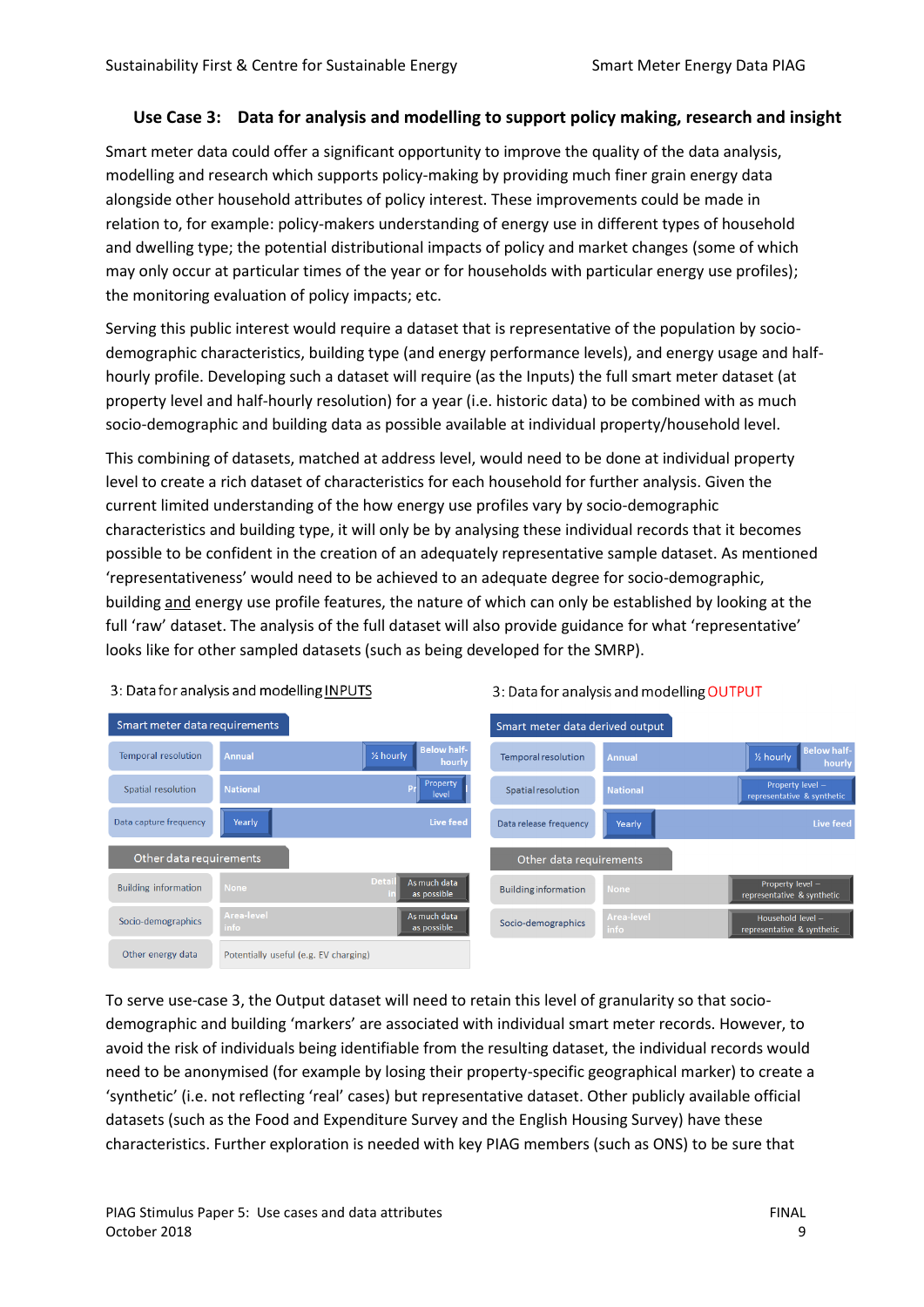### Use Case 3: Data for analysis and modelling to support policy making, research and insight

Smart meter data could offer a significant opportunity to improve the quality of the data analysis, modelling and research which supports policy-making by providing much finer grain energy data alongside other household attributes of policy interest. These improvements could be made in relation to, for example: policy-makers understanding of energy use in different types of household and dwelling type; the potential distributional impacts of policy and market changes (some of which may only occur at particular times of the year or for households with particular energy use profiles); the monitoring evaluation of policy impacts; etc.

Serving this public interest would require a dataset that is representative of the population by socio-demographic characteristics, building type (and energy performance levels), and energy usage and half-hourly profile. Developing such a dataset will require (as the Inputs) the full smart meter dataset (at property level and half-hourly resolution) for a year (i.e. historic data) to be combined with as much socio-demographic and building data as possible available at individual property/household level.

This combining of datasets, matched at address level, would need to be done at individual property level to create a rich dataset of characteristics for each household for further analysis. Given the current limited understanding of the how energy use profiles vary by socio-demographic characteristics and building type, it will only be by analysing these individual records that it becomes possible to be confident in the creation of an adequately representative sample dataset. As mentioned 'representativeness' would need to be achieved to an adequate degree for socio-demographic, building and energy use profile features, the nature of which can only be established by looking at the full 'raw' dataset. The analysis of the full dataset will also provide guidance for what 'representative' looks like for other sampled datasets (such as being developed for the SMRP).

3: Data for analysis and modelling INPUTS

| Smart meter data requirements | | |
|---|---|---|
| Temporal resolution | Annual … Below half-hourly | ½ hourly |
| Spatial resolution | National | Property level |
| Data capture frequency | Yearly … Live feed | Yearly |
| **Other data requirements** | | |
| Building information | None … Detail | As much data as possible |
| Socio-demographics | Area-level info | As much data as possible |
| Other energy data | Potentially useful (e.g. EV charging) | |

3: Data for analysis and modelling OUTPUT

| Smart meter data derived output | | |
|---|---|---|
| Temporal resolution | Annual … Below half-hourly | ½ hourly |
| Spatial resolution | National | Property level – representative & synthetic |
| Data release frequency | Yearly … Live feed | Yearly |
| **Other data requirements** | | |
| Building information | None | Property level – representative & synthetic |
| Socio-demographics | Area-level info | Household level – representative & synthetic |

To serve use-case 3, the Output dataset will need to retain this level of granularity so that socio-demographic and building 'markers' are associated with individual smart meter records. However, to avoid the risk of individuals being identifiable from the resulting dataset, the individual records would need to be anonymised (for example by losing their property-specific geographical marker) to create a 'synthetic' (i.e. not reflecting 'real' cases) but representative dataset. Other publicly available official datasets (such as the Food and Expenditure Survey and the English Housing Survey) have these characteristics. Further exploration is needed with key PIAG members (such as ONS) to be sure that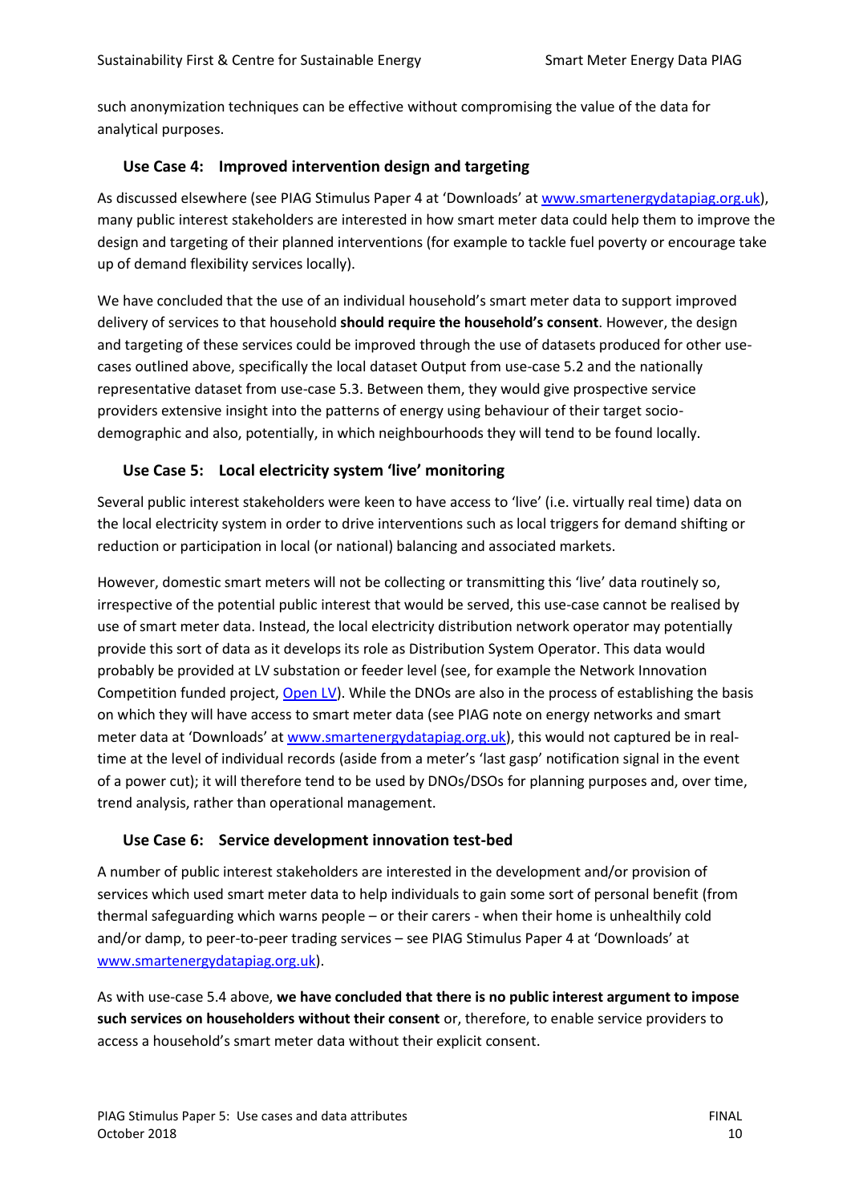such anonymization techniques can be effective without compromising the value of the data for analytical purposes.

### Use Case 4: Improved intervention design and targeting

As discussed elsewhere (see PIAG Stimulus Paper 4 at 'Downloads' at [www.smartenergydatapiag.org.uk](www.smartenergydatapiag.org.uk)), many public interest stakeholders are interested in how smart meter data could help them to improve the design and targeting of their planned interventions (for example to tackle fuel poverty or encourage take up of demand flexibility services locally).

We have concluded that the use of an individual household's smart meter data to support improved delivery of services to that household **should require the household's consent**. However, the design and targeting of these services could be improved through the use of datasets produced for other use-cases outlined above, specifically the local dataset Output from use-case 5.2 and the nationally representative dataset from use-case 5.3. Between them, they would give prospective service providers extensive insight into the patterns of energy using behaviour of their target socio-demographic and also, potentially, in which neighbourhoods they will tend to be found locally.

### Use Case 5: Local electricity system 'live' monitoring

Several public interest stakeholders were keen to have access to 'live' (i.e. virtually real time) data on the local electricity system in order to drive interventions such as local triggers for demand shifting or reduction or participation in local (or national) balancing and associated markets.

However, domestic smart meters will not be collecting or transmitting this 'live' data routinely so, irrespective of the potential public interest that would be served, this use-case cannot be realised by use of smart meter data. Instead, the local electricity distribution network operator may potentially provide this sort of data as it develops its role as Distribution System Operator. This data would probably be provided at LV substation or feeder level (see, for example the Network Innovation Competition funded project, Open LV). While the DNOs are also in the process of establishing the basis on which they will have access to smart meter data (see PIAG note on energy networks and smart meter data at 'Downloads' at [www.smartenergydatapiag.org.uk](www.smartenergydatapiag.org.uk)), this would not captured be in real-time at the level of individual records (aside from a meter's 'last gasp' notification signal in the event of a power cut); it will therefore tend to be used by DNOs/DSOs for planning purposes and, over time, trend analysis, rather than operational management.

### Use Case 6: Service development innovation test-bed

A number of public interest stakeholders are interested in the development and/or provision of services which used smart meter data to help individuals to gain some sort of personal benefit (from thermal safeguarding which warns people – or their carers - when their home is unhealthily cold and/or damp, to peer-to-peer trading services – see PIAG Stimulus Paper 4 at 'Downloads' at [www.smartenergydatapiag.org.uk](www.smartenergydatapiag.org.uk)).

As with use-case 5.4 above, **we have concluded that there is no public interest argument to impose such services on householders without their consent** or, therefore, to enable service providers to access a household's smart meter data without their explicit consent.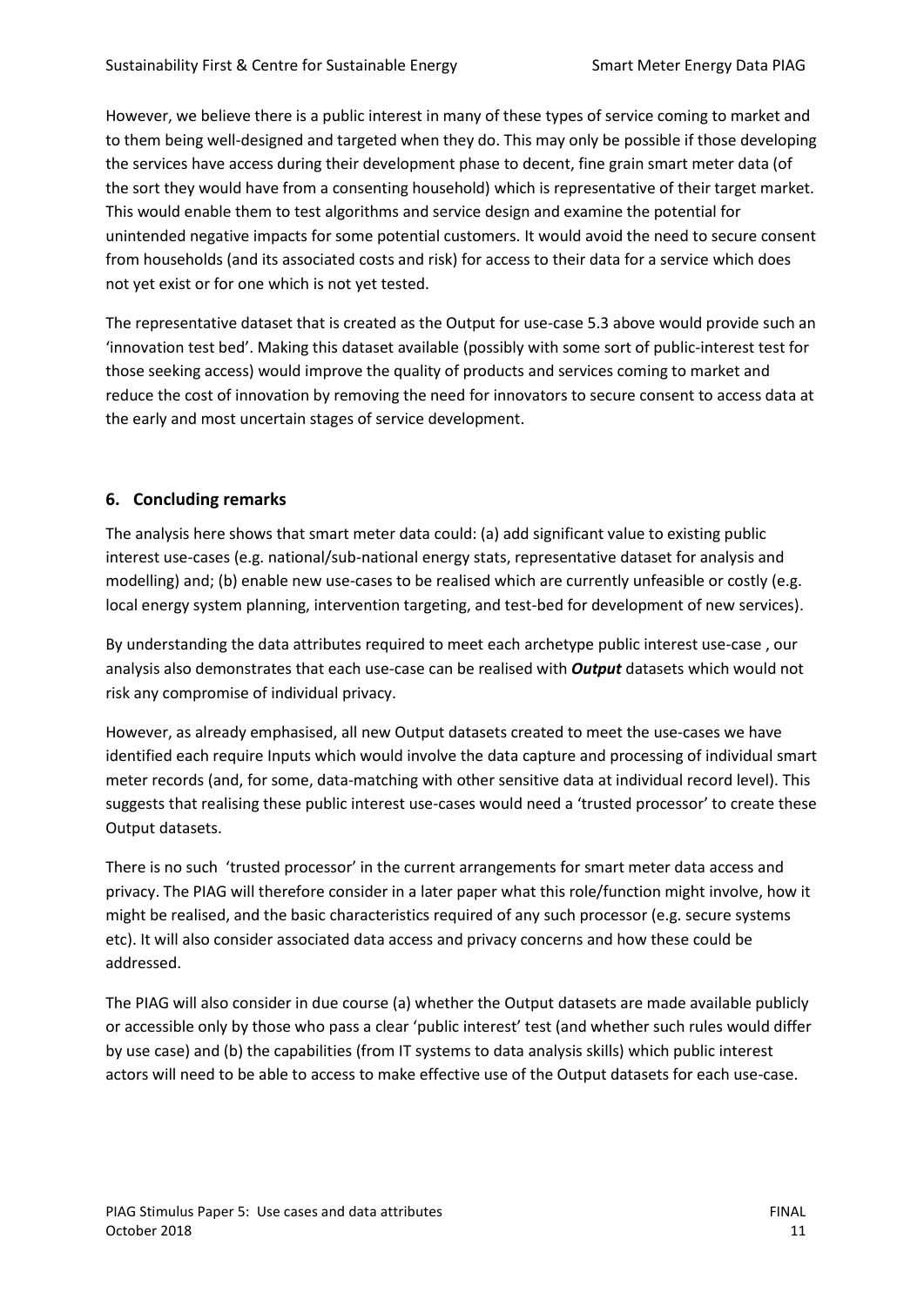However, we believe there is a public interest in many of these types of service coming to market and to them being well-designed and targeted when they do. This may only be possible if those developing the services have access during their development phase to decent, fine grain smart meter data (of the sort they would have from a consenting household) which is representative of their target market. This would enable them to test algorithms and service design and examine the potential for unintended negative impacts for some potential customers. It would avoid the need to secure consent from households (and its associated costs and risk) for access to their data for a service which does not yet exist or for one which is not yet tested.

The representative dataset that is created as the Output for use-case 5.3 above would provide such an 'innovation test bed'. Making this dataset available (possibly with some sort of public-interest test for those seeking access) would improve the quality of products and services coming to market and reduce the cost of innovation by removing the need for innovators to secure consent to access data at the early and most uncertain stages of service development.

## 6. Concluding remarks

The analysis here shows that smart meter data could: (a) add significant value to existing public interest use-cases (e.g. national/sub-national energy stats, representative dataset for analysis and modelling) and; (b) enable new use-cases to be realised which are currently unfeasible or costly (e.g. local energy system planning, intervention targeting, and test-bed for development of new services).

By understanding the data attributes required to meet each archetype public interest use-case , our analysis also demonstrates that each use-case can be realised with ***Output*** datasets which would not risk any compromise of individual privacy.

However, as already emphasised, all new Output datasets created to meet the use-cases we have identified each require Inputs which would involve the data capture and processing of individual smart meter records (and, for some, data-matching with other sensitive data at individual record level). This suggests that realising these public interest use-cases would need a 'trusted processor' to create these Output datasets.

There is no such 'trusted processor' in the current arrangements for smart meter data access and privacy. The PIAG will therefore consider in a later paper what this role/function might involve, how it might be realised, and the basic characteristics required of any such processor (e.g. secure systems etc). It will also consider associated data access and privacy concerns and how these could be addressed.

The PIAG will also consider in due course (a) whether the Output datasets are made available publicly or accessible only by those who pass a clear 'public interest' test (and whether such rules would differ by use case) and (b) the capabilities (from IT systems to data analysis skills) which public interest actors will need to be able to access to make effective use of the Output datasets for each use-case.